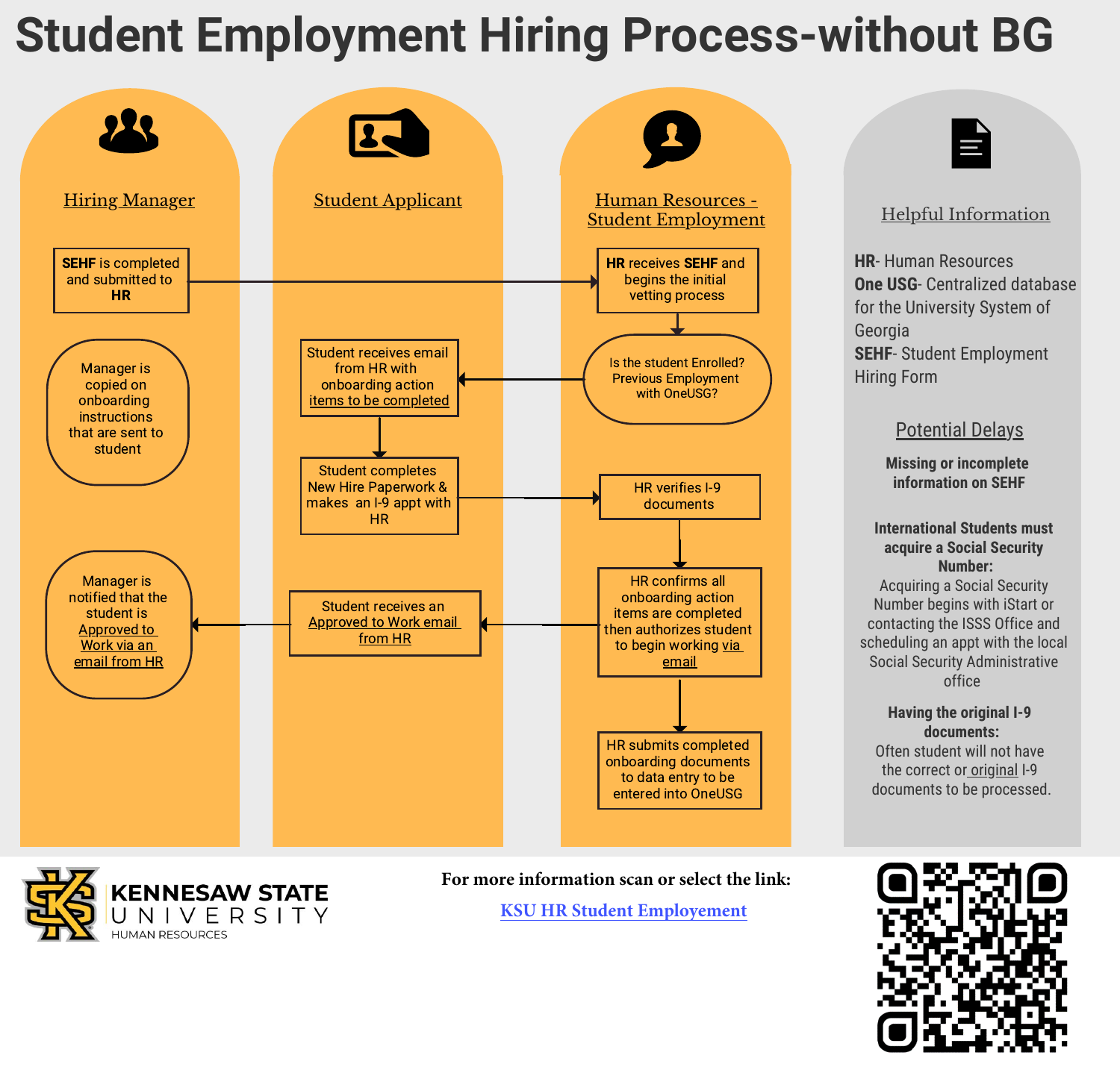# Student Employment Hiring Process-without BG

## Hiring Manager

**SEHF** is completed and submitted to **HR**

Manager is copied on onboarding instructions that are sent to student

Manager is notified that the student is Approved to Work via an email from HR

## Student Applicant

Student receives email from HR with onboarding action items to be completed

Student completes New Hire Paperwork & makes an I-9 appt with HR

Student receives an Approved to Work email from HR

## Human Resources - Student Employment

**HR** receives **SEHF** and begins the initial vetting process

Is the student Enrolled? Previous Employment with OneUSG?

HR verifies I-9 documents

HR confirms all onboarding action items are completed then authorizes student to begin working via email

HR submits completed onboarding documents to data entry to be entered into OneUSG

## Helpful Information

**HR**- Human Resources
**One USG**- Centralized database for the University System of Georgia
**SEHF**- Student Employment Hiring Form

### Potential Delays

**Missing or incomplete information on SEHF**

**International Students must acquire a Social Security Number:**
Acquiring a Social Security Number begins with iStart or contacting the ISSS Office and scheduling an appt with the local Social Security Administrative office

**Having the original I-9 documents:**
Often student will not have the correct or original I-9 documents to be processed.

KENNESAW STATE UNIVERSITY HUMAN RESOURCES

For more information scan or select the link:

KSU HR Student Employement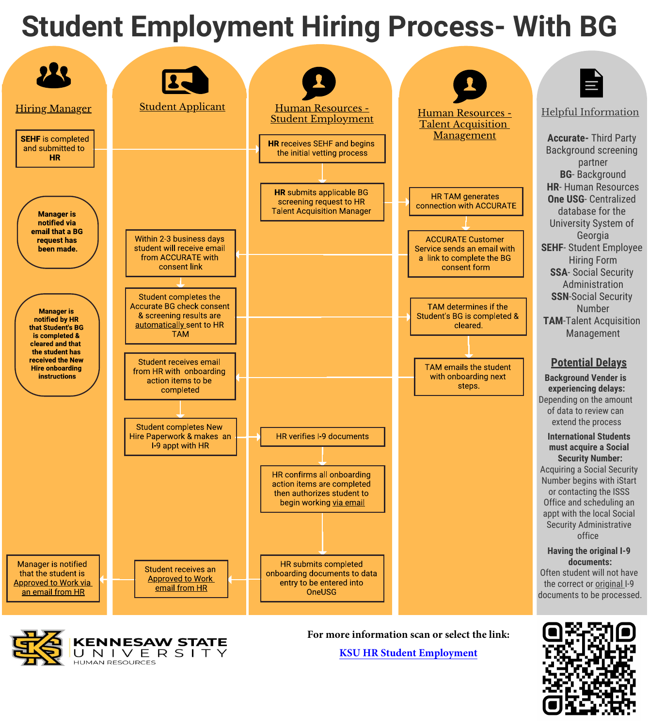# Student Employment Hiring Process- With BG

## Hiring Manager

- **SEHF** is completed and submitted to **HR**
- **Manager is notified via email that a BG request has been made.**
- **Manager is notified by HR that Student's BG is completed & cleared and that the student has received the New Hire onboarding instructions**
- Manager is notified that the student is Approved to Work via an email from HR

## Student Applicant

- Within 2-3 business days student will receive email from ACCURATE with consent link
- Student completes the Accurate BG check consent & screening results are automatically sent to HR TAM
- Student receives email from HR with onboarding action items to be completed
- Student completes New Hire Paperwork & makes an I-9 appt with HR
- Student receives an Approved to Work email from HR

## Human Resources - Student Employment

- **HR** receives SEHF and begins the initial vetting process
- **HR** submits applicable BG screening request to HR Talent Acquisition Manager
- HR verifies I-9 documents
- HR confirms all onboarding action items are completed then authorizes student to begin working via email
- HR submits completed onboarding documents to data entry to be entered into OneUSG

## Human Resources - Talent Acquisition Management

- HR TAM generates connection with ACCURATE
- ACCURATE Customer Service sends an email with a link to complete the BG consent form
- TAM determines if the Student's BG is completed & cleared.
- TAM emails the student with onboarding next steps.

## Helpful Information

**Accurate**- Third Party Background screening partner
**BG**- Background
**HR**- Human Resources
**One USG**- Centralized database for the University System of Georgia
**SEHF**- Student Employee Hiring Form
**SSA**- Social Security Administration
**SSN**-Social Security Number
**TAM**-Talent Acquisition Management

### Potential Delays

**Background Vender is experiencing delays:**
Depending on the amount of data to review can extend the process

**International Students must acquire a Social Security Number:**
Acquiring a Social Security Number begins with iStart or contacting the ISSS Office and scheduling an appt with the local Social Security Administrative office

**Having the original I-9 documents:**
Often student will not have the correct or original I-9 documents to be processed.

KENNESAW STATE UNIVERSITY
HUMAN RESOURCES

**For more information scan or select the link:**

KSU HR Student Employment